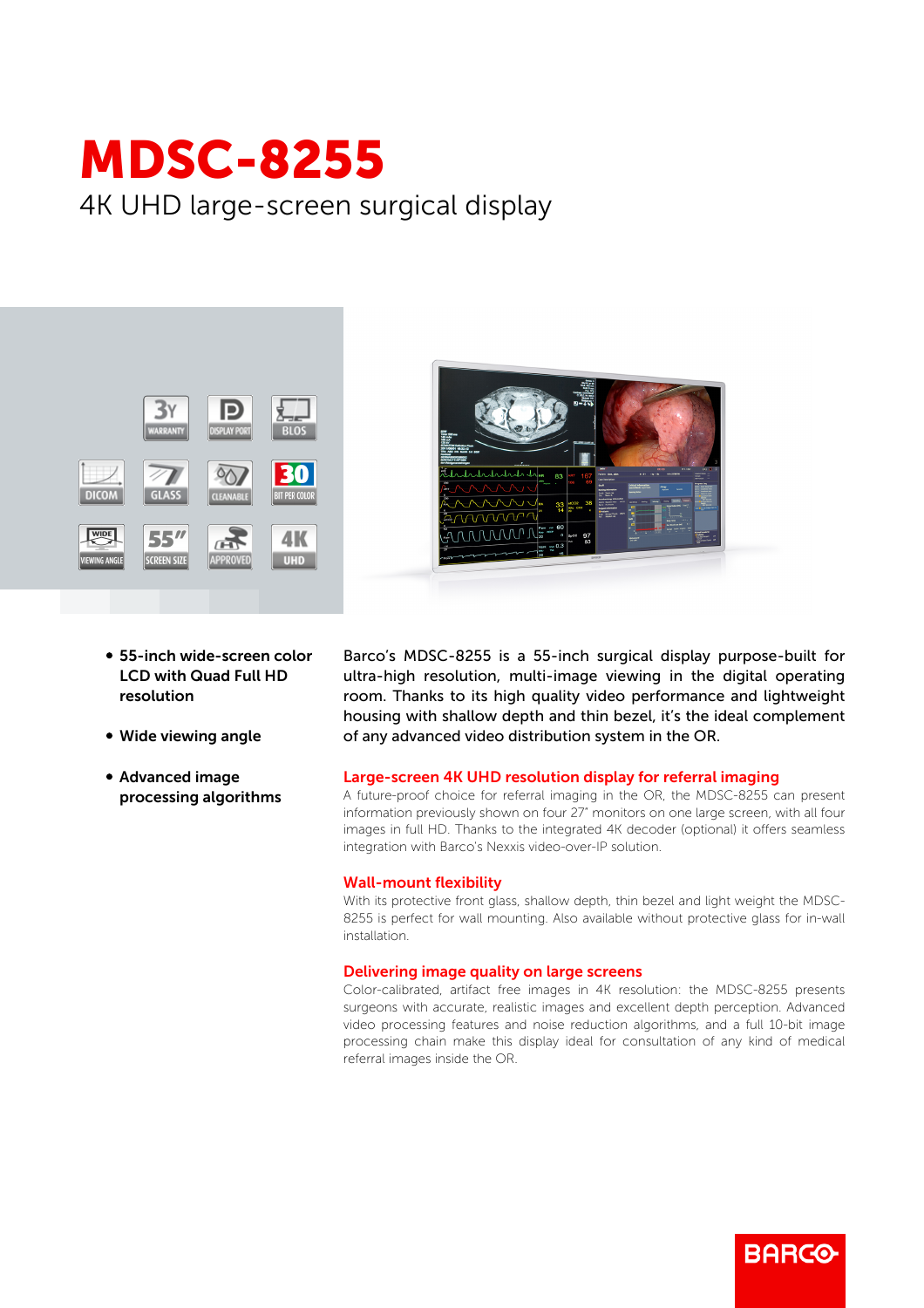# MDSC-8255

4K UHD large-screen surgical display

- **55-inch wide-screen color LCD with Quad Full HD resolution**
- **Wide viewing angle**
- **Advanced image processing algorithms**

Barco's MDSC-8255 is a 55-inch surgical display purpose-built for ultra-high resolution, multi-image viewing in the digital operating room. Thanks to its high quality video performance and lightweight housing with shallow depth and thin bezel, it's the ideal complement of any advanced video distribution system in the OR.

## Large-screen 4K UHD resolution display for referral imaging

A future-proof choice for referral imaging in the OR, the MDSC-8255 can present information previously shown on four 27" monitors on one large screen, with all four images in full HD. Thanks to the integrated 4K decoder (optional) it offers seamless integration with Barco's Nexxis video-over-IP solution.

## Wall-mount flexibility

With its protective front glass, shallow depth, thin bezel and light weight the MDSC-8255 is perfect for wall mounting. Also available without protective glass for in-wall installation.

## Delivering image quality on large screens

Color-calibrated, artifact free images in 4K resolution: the MDSC-8255 presents surgeons with accurate, realistic images and excellent depth perception. Advanced video processing features and noise reduction algorithms, and a full 10-bit image processing chain make this display ideal for consultation of any kind of medical referral images inside the OR.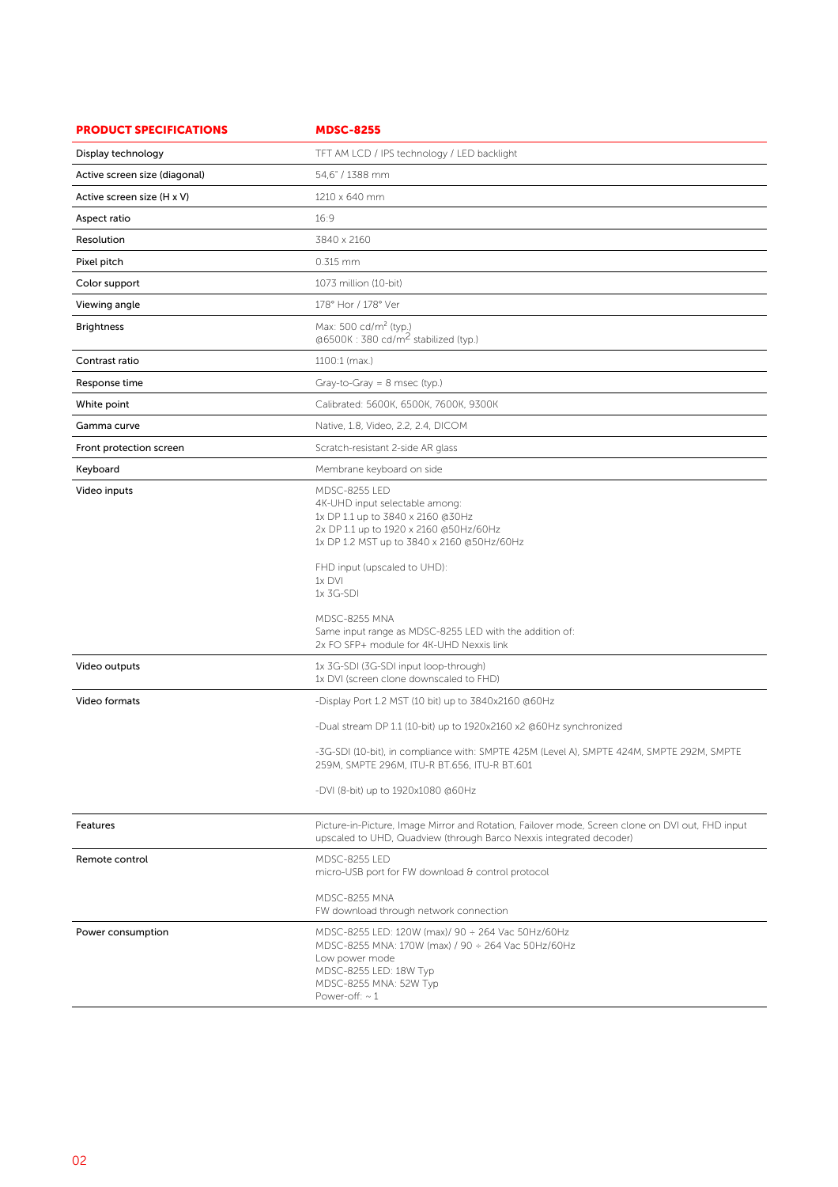| PRODUCT SPECIFICATIONS | MDSC-8255 |
|---|---|
| Display technology | TFT AM LCD / IPS technology / LED backlight |
| Active screen size (diagonal) | 54,6" / 1388 mm |
| Active screen size (H x V) | 1210 x 640 mm |
| Aspect ratio | 16:9 |
| Resolution | 3840 x 2160 |
| Pixel pitch | 0.315 mm |
| Color support | 1073 million (10-bit) |
| Viewing angle | 178° Hor / 178° Ver |
| Brightness | Max: 500 cd/m² (typ.)<br>@6500K : 380 cd/m² stabilized (typ.) |
| Contrast ratio | 1100:1 (max.) |
| Response time | Gray-to-Gray = 8 msec (typ.) |
| White point | Calibrated: 5600K, 6500K, 7600K, 9300K |
| Gamma curve | Native, 1.8, Video, 2.2, 2.4, DICOM |
| Front protection screen | Scratch-resistant 2-side AR glass |
| Keyboard | Membrane keyboard on side |
| Video inputs | MDSC-8255 LED<br>4K-UHD input selectable among:<br>1x DP 1.1 up to 3840 x 2160 @30Hz<br>2x DP 1.1 up to 1920 x 2160 @50Hz/60Hz<br>1x DP 1.2 MST up to 3840 x 2160 @50Hz/60Hz<br><br>FHD input (upscaled to UHD):<br>1x DVI<br>1x 3G-SDI<br><br>MDSC-8255 MNA<br>Same input range as MDSC-8255 LED with the addition of:<br>2x FO SFP+ module for 4K-UHD Nexxis link |
| Video outputs | 1x 3G-SDI (3G-SDI input loop-through)<br>1x DVI (screen clone downscaled to FHD) |
| Video formats | -Display Port 1.2 MST (10 bit) up to 3840x2160 @60Hz<br><br>-Dual stream DP 1.1 (10-bit) up to 1920x2160 x2 @60Hz synchronized<br><br>-3G-SDI (10-bit), in compliance with: SMPTE 425M (Level A), SMPTE 424M, SMPTE 292M, SMPTE 259M, SMPTE 296M, ITU-R BT.656, ITU-R BT.601<br><br>-DVI (8-bit) up to 1920x1080 @60Hz |
| Features | Picture-in-Picture, Image Mirror and Rotation, Failover mode, Screen clone on DVI out, FHD input upscaled to UHD, Quadview (through Barco Nexxis integrated decoder) |
| Remote control | MDSC-8255 LED<br>micro-USB port for FW download & control protocol<br><br>MDSC-8255 MNA<br>FW download through network connection |
| Power consumption | MDSC-8255 LED: 120W (max)/ 90 ÷ 264 Vac 50Hz/60Hz<br>MDSC-8255 MNA: 170W (max) / 90 ÷ 264 Vac 50Hz/60Hz<br>Low power mode<br>MDSC-8255 LED: 18W Typ<br>MDSC-8255 MNA: 52W Typ<br>Power-off: ~ 1 |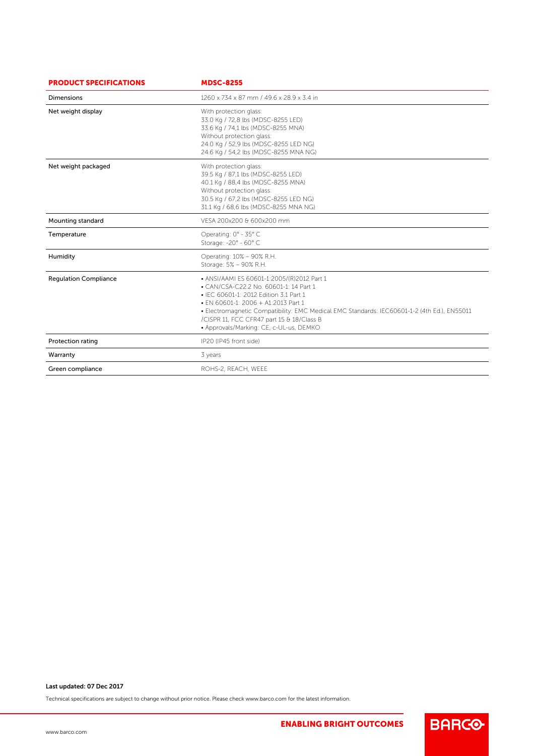| PRODUCT SPECIFICATIONS | MDSC-8255 |
|---|---|
| Dimensions | 1260 x 734 x 87 mm / 49.6 x 28.9 x 3.4 in |
| Net weight display | With protection glass:<br>33.0 Kg / 72,8 lbs (MDSC-8255 LED)<br>33.6 Kg / 74,1 lbs (MDSC-8255 MNA)<br>Without protection glass:<br>24.0 Kg / 52,9 lbs (MDSC-8255 LED NG)<br>24.6 Kg / 54,2 lbs (MDSC-8255 MNA NG) |
| Net weight packaged | With protection glass:<br>39.5 Kg / 87,1 lbs (MDSC-8255 LED)<br>40.1 Kg / 88,4 lbs (MDSC-8255 MNA)<br>Without protection glass:<br>30.5 Kg / 67,2 lbs (MDSC-8255 LED NG)<br>31.1 Kg / 68,6 lbs (MDSC-8255 MNA NG) |
| Mounting standard | VESA 200x200 & 600x200 mm |
| Temperature | Operating: 0° - 35° C<br>Storage: -20° - 60° C |
| Humidity | Operating: 10% – 90% R.H.<br>Storage: 5% – 90% R.H. |
| Regulation Compliance | • ANSI/AAMI ES 60601-1:2005/(R)2012 Part 1<br>• CAN/CSA-C22.2 No. 60601-1: 14 Part 1<br>• IEC 60601-1: 2012 Edition 3.1 Part 1<br>• EN 60601-1: 2006 + A1:2013 Part 1<br>• Electromagnetic Compatibility: EMC Medical EMC Standards: IEC60601-1-2 (4th Ed.), EN55011 /CISPR 11, FCC CFR47 part 15 & 18/Class B<br>• Approvals/Marking: CE, c-UL-us, DEMKO |
| Protection rating | IP20 (IP45 front side) |
| Warranty | 3 years |
| Green compliance | ROHS-2, REACH, WEEE |

**Last updated: 07 Dec 2017**

Technical specifications are subject to change without prior notice. Please check www.barco.com for the latest information.

ENABLING BRIGHT OUTCOMES

BARCO

www.barco.com